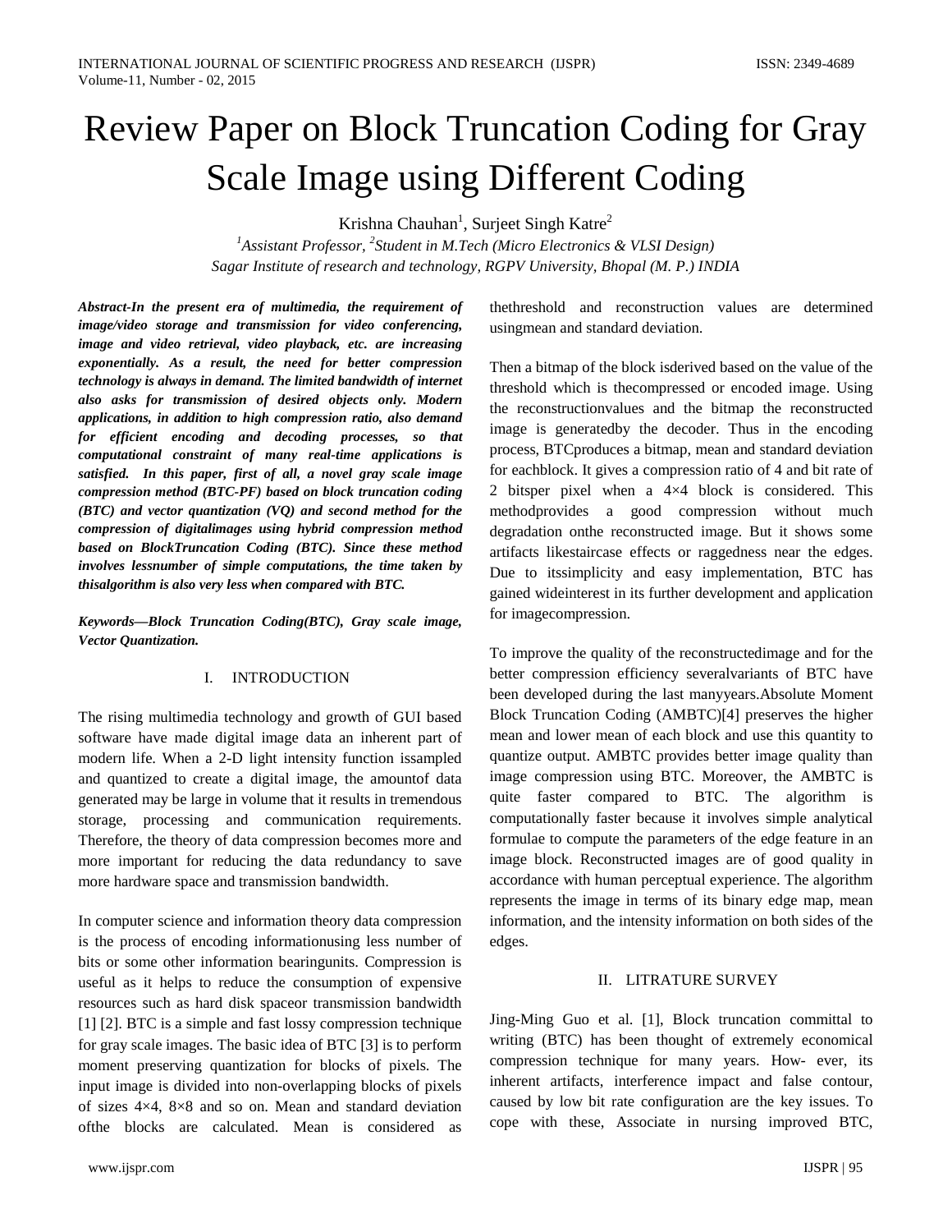# Review Paper on Block Truncation Coding for Gray Scale Image using Different Coding

Krishna Chauhan[1], Surjeet Singh Katre[2]

[1]Assistant Professor, [2]Student in M.Tech (Micro Electronics & VLSI Design)
Sagar Institute of research and technology, RGPV University, Bhopal (M. P.) INDIA

***Abstract-In the present era of multimedia, the requirement of image/video storage and transmission for video conferencing, image and video retrieval, video playback, etc. are increasing exponentially. As a result, the need for better compression technology is always in demand. The limited bandwidth of internet also asks for transmission of desired objects only. Modern applications, in addition to high compression ratio, also demand for efficient encoding and decoding processes, so that computational constraint of many real-time applications is satisfied. In this paper, first of all, a novel gray scale image compression method (BTC-PF) based on block truncation coding (BTC) and vector quantization (VQ) and second method for the compression of digitalimages using hybrid compression method based on BlockTruncation Coding (BTC). Since these method involves lessnumber of simple computations, the time taken by thisalgorithm is also very less when compared with BTC.***

***Keywords—Block Truncation Coding(BTC), Gray scale image, Vector Quantization.***

## I. INTRODUCTION

The rising multimedia technology and growth of GUI based software have made digital image data an inherent part of modern life. When a 2-D light intensity function issampled and quantized to create a digital image, the amountof data generated may be large in volume that it results in tremendous storage, processing and communication requirements. Therefore, the theory of data compression becomes more and more important for reducing the data redundancy to save more hardware space and transmission bandwidth.

In computer science and information theory data compression is the process of encoding informationusing less number of bits or some other information bearingunits. Compression is useful as it helps to reduce the consumption of expensive resources such as hard disk spaceor transmission bandwidth [1] [2]. BTC is a simple and fast lossy compression technique for gray scale images. The basic idea of BTC [3] is to perform moment preserving quantization for blocks of pixels. The input image is divided into non-overlapping blocks of pixels of sizes 4×4, 8×8 and so on. Mean and standard deviation ofthe blocks are calculated. Mean is considered as thethreshold and reconstruction values are determined usingmean and standard deviation.

Then a bitmap of the block isderived based on the value of the threshold which is thecompressed or encoded image. Using the reconstructionvalues and the bitmap the reconstructed image is generatedby the decoder. Thus in the encoding process, BTCproduces a bitmap, mean and standard deviation for eachblock. It gives a compression ratio of 4 and bit rate of 2 bitsper pixel when a 4×4 block is considered. This methodprovides a good compression without much degradation onthe reconstructed image. But it shows some artifacts likestaircase effects or raggedness near the edges. Due to itssimplicity and easy implementation, BTC has gained wideinterest in its further development and application for imagecompression.

To improve the quality of the reconstructedimage and for the better compression efficiency severalvariants of BTC have been developed during the last manyyears.Absolute Moment Block Truncation Coding (AMBTC)[4] preserves the higher mean and lower mean of each block and use this quantity to quantize output. AMBTC provides better image quality than image compression using BTC. Moreover, the AMBTC is quite faster compared to BTC. The algorithm is computationally faster because it involves simple analytical formulae to compute the parameters of the edge feature in an image block. Reconstructed images are of good quality in accordance with human perceptual experience. The algorithm represents the image in terms of its binary edge map, mean information, and the intensity information on both sides of the edges.

## II. LITRATURE SURVEY

Jing-Ming Guo et al. [1], Block truncation committal to writing (BTC) has been thought of extremely economical compression technique for many years. How- ever, its inherent artifacts, interference impact and false contour, caused by low bit rate configuration are the key issues. To cope with these, Associate in nursing improved BTC,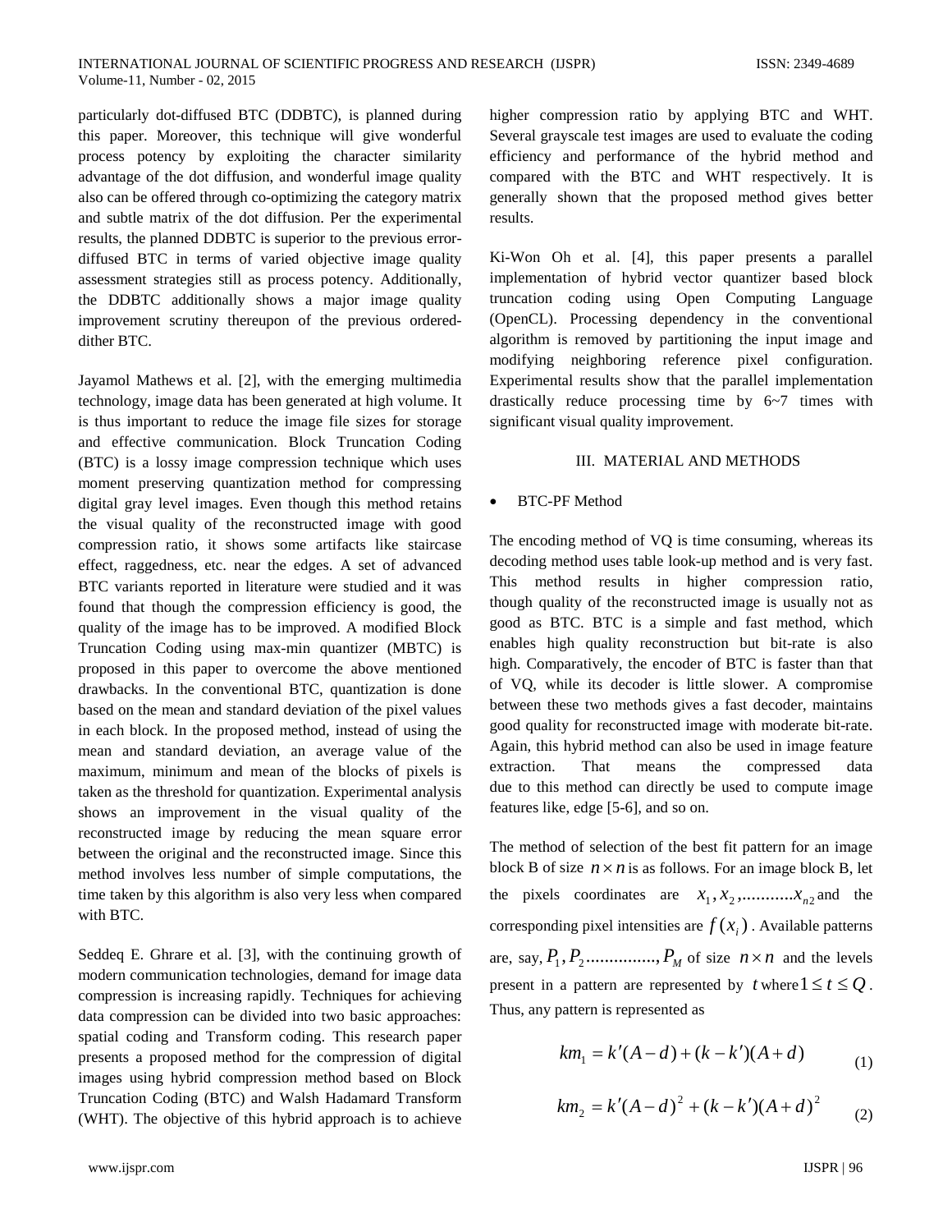particularly dot-diffused BTC (DDBTC), is planned during this paper. Moreover, this technique will give wonderful process potency by exploiting the character similarity advantage of the dot diffusion, and wonderful image quality also can be offered through co-optimizing the category matrix and subtle matrix of the dot diffusion. Per the experimental results, the planned DDBTC is superior to the previous error-diffused BTC in terms of varied objective image quality assessment strategies still as process potency. Additionally, the DDBTC additionally shows a major image quality improvement scrutiny thereupon of the previous ordered-dither BTC.

Jayamol Mathews et al. [2], with the emerging multimedia technology, image data has been generated at high volume. It is thus important to reduce the image file sizes for storage and effective communication. Block Truncation Coding (BTC) is a lossy image compression technique which uses moment preserving quantization method for compressing digital gray level images. Even though this method retains the visual quality of the reconstructed image with good compression ratio, it shows some artifacts like staircase effect, raggedness, etc. near the edges. A set of advanced BTC variants reported in literature were studied and it was found that though the compression efficiency is good, the quality of the image has to be improved. A modified Block Truncation Coding using max-min quantizer (MBTC) is proposed in this paper to overcome the above mentioned drawbacks. In the conventional BTC, quantization is done based on the mean and standard deviation of the pixel values in each block. In the proposed method, instead of using the mean and standard deviation, an average value of the maximum, minimum and mean of the blocks of pixels is taken as the threshold for quantization. Experimental analysis shows an improvement in the visual quality of the reconstructed image by reducing the mean square error between the original and the reconstructed image. Since this method involves less number of simple computations, the time taken by this algorithm is also very less when compared with BTC.

Seddeq E. Ghrare et al. [3], with the continuing growth of modern communication technologies, demand for image data compression is increasing rapidly. Techniques for achieving data compression can be divided into two basic approaches: spatial coding and Transform coding. This research paper presents a proposed method for the compression of digital images using hybrid compression method based on Block Truncation Coding (BTC) and Walsh Hadamard Transform (WHT). The objective of this hybrid approach is to achieve higher compression ratio by applying BTC and WHT. Several grayscale test images are used to evaluate the coding efficiency and performance of the hybrid method and compared with the BTC and WHT respectively. It is generally shown that the proposed method gives better results.

Ki-Won Oh et al. [4], this paper presents a parallel implementation of hybrid vector quantizer based block truncation coding using Open Computing Language (OpenCL). Processing dependency in the conventional algorithm is removed by partitioning the input image and modifying neighboring reference pixel configuration. Experimental results show that the parallel implementation drastically reduce processing time by 6~7 times with significant visual quality improvement.

## III. MATERIAL AND METHODS

- BTC-PF Method

The encoding method of VQ is time consuming, whereas its decoding method uses table look-up method and is very fast. This method results in higher compression ratio, though quality of the reconstructed image is usually not as good as BTC. BTC is a simple and fast method, which enables high quality reconstruction but bit-rate is also high. Comparatively, the encoder of BTC is faster than that of VQ, while its decoder is little slower. A compromise between these two methods gives a fast decoder, maintains good quality for reconstructed image with moderate bit-rate. Again, this hybrid method can also be used in image feature extraction. That means the compressed data due to this method can directly be used to compute image features like, edge [5-6], and so on.

The method of selection of the best fit pattern for an image block B of size $n \times n$ is as follows. For an image block B, let the pixels coordinates are $x_1, x_2, \ldots\ldots\ldots x_{n2}$ and the corresponding pixel intensities are $f(x_i)$. Available patterns are, say, $P_1, P_2 \ldots\ldots\ldots\ldots, P_M$ of size $n \times n$ and the levels present in a pattern are represented by $t$ where $1 \leq t \leq Q$. Thus, any pattern is represented as

$$km_1 = k'(A-d) + (k-k')(A+d) \tag{1}$$

$$km_2 = k'(A-d)^2 + (k-k')(A+d)^2 \tag{2}$$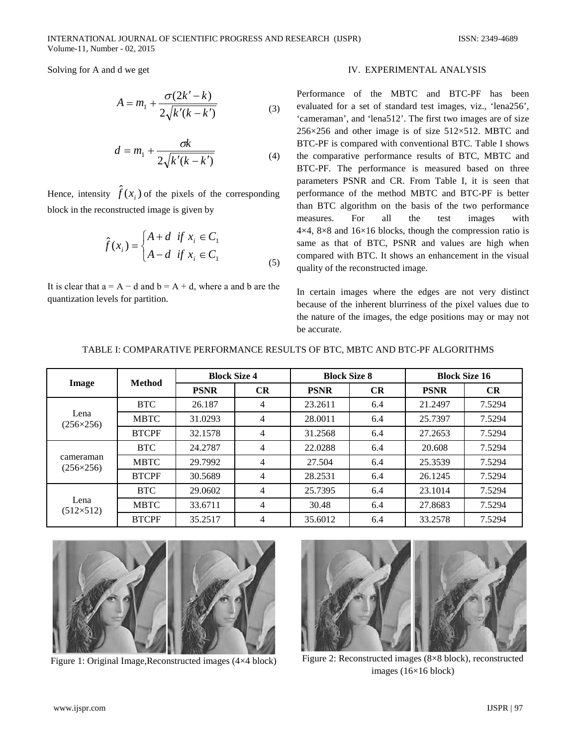Solving for A and d we get

$$A = m_1 + \frac{\sigma(2k' - k)}{2\sqrt{k'(k - k')}} \quad (3)$$

$$d = m_1 + \frac{\sigma k}{2\sqrt{k'(k - k')}} \quad (4)$$

Hence, intensity $\hat{f}(x_i)$ of the pixels of the corresponding block in the reconstructed image is given by

$$\hat{f}(x_i) = \begin{cases} A + d & if\ x_i \in C_1 \\ A - d & if\ x_i \in C_1 \end{cases} \quad (5)$$

It is clear that a = A − d and b = A + d, where a and b are the quantization levels for partition.

## IV. EXPERIMENTAL ANALYSIS

Performance of the MBTC and BTC-PF has been evaluated for a set of standard test images, viz., 'lena256', 'cameraman', and 'lena512'. The first two images are of size 256×256 and other image is of size 512×512. MBTC and BTC-PF is compared with conventional BTC. Table I shows the comparative performance results of BTC, MBTC and BTC-PF. The performance is measured based on three parameters PSNR and CR. From Table I, it is seen that performance of the method MBTC and BTC-PF is better than BTC algorithm on the basis of the two performance measures. For all the test images with 4×4, 8×8 and 16×16 blocks, though the compression ratio is same as that of BTC, PSNR and values are high when compared with BTC. It shows an enhancement in the visual quality of the reconstructed image.

In certain images where the edges are not very distinct because of the inherent blurriness of the pixel values due to the nature of the images, the edge positions may or may not be accurate.

TABLE I: COMPARATIVE PERFORMANCE RESULTS OF BTC, MBTC AND BTC-PF ALGORITHMS

| Image | Method | Block Size 4 | | Block Size 8 | | Block Size 16 | |
|---|---|---|---|---|---|---|---|
| | | PSNR | CR | PSNR | CR | PSNR | CR |
| Lena (256×256) | BTC | 26.187 | 4 | 23.2611 | 6.4 | 21.2497 | 7.5294 |
| | MBTC | 31.0293 | 4 | 28.0011 | 6.4 | 25.7397 | 7.5294 |
| | BTCPF | 32.1578 | 4 | 31.2568 | 6.4 | 27.2653 | 7.5294 |
| cameraman (256×256) | BTC | 24.2787 | 4 | 22.0288 | 6.4 | 20.608 | 7.5294 |
| | MBTC | 29.7992 | 4 | 27.504 | 6.4 | 25.3539 | 7.5294 |
| | BTCPF | 30.5689 | 4 | 28.2531 | 6.4 | 26.1245 | 7.5294 |
| Lena (512×512) | BTC | 29.0602 | 4 | 25.7395 | 6.4 | 23.1014 | 7.5294 |
| | MBTC | 33.6711 | 4 | 30.48 | 6.4 | 27.8683 | 7.5294 |
| | BTCPF | 35.2517 | 4 | 35.6012 | 6.4 | 33.2578 | 7.5294 |

Figure 1: Original Image,Reconstructed images (4×4 block)

Figure 2: Reconstructed images (8×8 block), reconstructed images (16×16 block)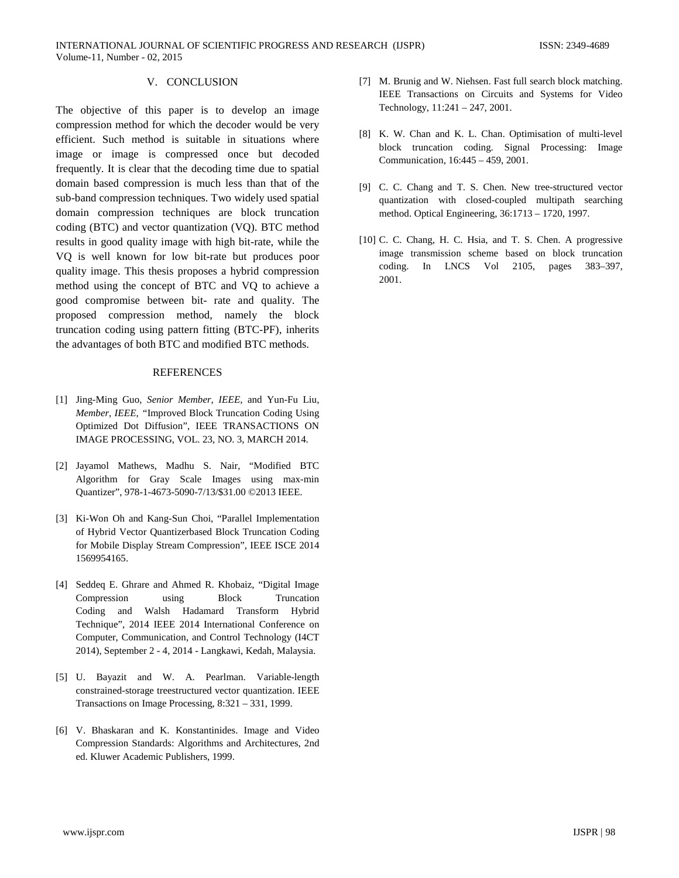## V. CONCLUSION

The objective of this paper is to develop an image compression method for which the decoder would be very efficient. Such method is suitable in situations where image or image is compressed once but decoded frequently. It is clear that the decoding time due to spatial domain based compression is much less than that of the sub-band compression techniques. Two widely used spatial domain compression techniques are block truncation coding (BTC) and vector quantization (VQ). BTC method results in good quality image with high bit-rate, while the VQ is well known for low bit-rate but produces poor quality image. This thesis proposes a hybrid compression method using the concept of BTC and VQ to achieve a good compromise between bit- rate and quality. The proposed compression method, namely the block truncation coding using pattern fitting (BTC-PF), inherits the advantages of both BTC and modified BTC methods.

## REFERENCES

[1] Jing-Ming Guo, *Senior Member, IEEE*, and Yun-Fu Liu, *Member, IEEE,* "Improved Block Truncation Coding Using Optimized Dot Diffusion", IEEE TRANSACTIONS ON IMAGE PROCESSING, VOL. 23, NO. 3, MARCH 2014.

[2] Jayamol Mathews, Madhu S. Nair, "Modified BTC Algorithm for Gray Scale Images using max-min Quantizer", 978-1-4673-5090-7/13/$31.00 ©2013 IEEE.

[3] Ki-Won Oh and Kang-Sun Choi, "Parallel Implementation of Hybrid Vector Quantizerbased Block Truncation Coding for Mobile Display Stream Compression", IEEE ISCE 2014 1569954165.

[4] Seddeq E. Ghrare and Ahmed R. Khobaiz, "Digital Image Compression using Block Truncation Coding and Walsh Hadamard Transform Hybrid Technique", 2014 IEEE 2014 International Conference on Computer, Communication, and Control Technology (I4CT 2014), September 2 - 4, 2014 - Langkawi, Kedah, Malaysia.

[5] U. Bayazit and W. A. Pearlman. Variable-length constrained-storage treestructured vector quantization. IEEE Transactions on Image Processing, 8:321 – 331, 1999.

[6] V. Bhaskaran and K. Konstantinides. Image and Video Compression Standards: Algorithms and Architectures, 2nd ed. Kluwer Academic Publishers, 1999.

[7] M. Brunig and W. Niehsen. Fast full search block matching. IEEE Transactions on Circuits and Systems for Video Technology, 11:241 – 247, 2001.

[8] K. W. Chan and K. L. Chan. Optimisation of multi-level block truncation coding. Signal Processing: Image Communication, 16:445 – 459, 2001.

[9] C. C. Chang and T. S. Chen. New tree-structured vector quantization with closed-coupled multipath searching method. Optical Engineering, 36:1713 – 1720, 1997.

[10] C. C. Chang, H. C. Hsia, and T. S. Chen. A progressive image transmission scheme based on block truncation coding. In LNCS Vol 2105, pages 383–397, 2001.